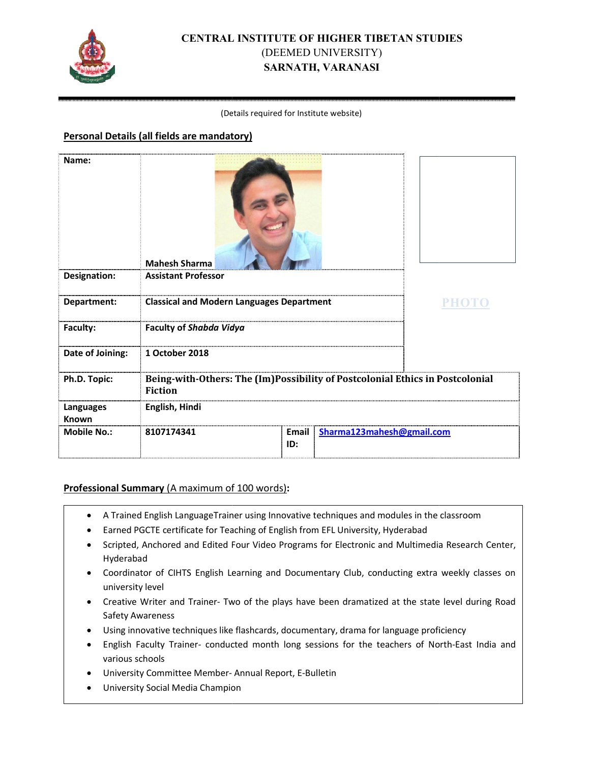# CENTRAL INSTITUTE OF HIGHER TIBETAN STUDIES
(DEEMED UNIVERSITY)
**SARNATH, VARANASI**

(Details required for Institute website)

**Personal Details (all fields are mandatory)**

| | | | |
|---|---|---|---|
| **Name:** | **Mahesh Sharma** | | |
| **Designation:** | **Assistant Professor** | | |
| **Department:** | **Classical and Modern Languages Department** | | |
| **Faculty:** | **Faculty of *Shabda Vidya*** | | |
| **Date of Joining:** | **1 October 2018** | | |
| **Ph.D. Topic:** | **Being-with-Others: The (Im)Possibility of Postcolonial Ethics in Postcolonial Fiction** | | |
| **Languages Known** | **English, Hindi** | | |
| **Mobile No.:** | **8107174341** | **Email ID:** | **Sharma123mahesh@gmail.com** |

PHOTO

**Professional Summary** (A maximum of 100 words)**:**

- A Trained English LanguageTrainer using Innovative techniques and modules in the classroom
- Earned PGCTE certificate for Teaching of English from EFL University, Hyderabad
- Scripted, Anchored and Edited Four Video Programs for Electronic and Multimedia Research Center, Hyderabad
- Coordinator of CIHTS English Learning and Documentary Club, conducting extra weekly classes on university level
- Creative Writer and Trainer- Two of the plays have been dramatized at the state level during Road Safety Awareness
- Using innovative techniques like flashcards, documentary, drama for language proficiency
- English Faculty Trainer- conducted month long sessions for the teachers of North-East India and various schools
- University Committee Member- Annual Report, E-Bulletin
- University Social Media Champion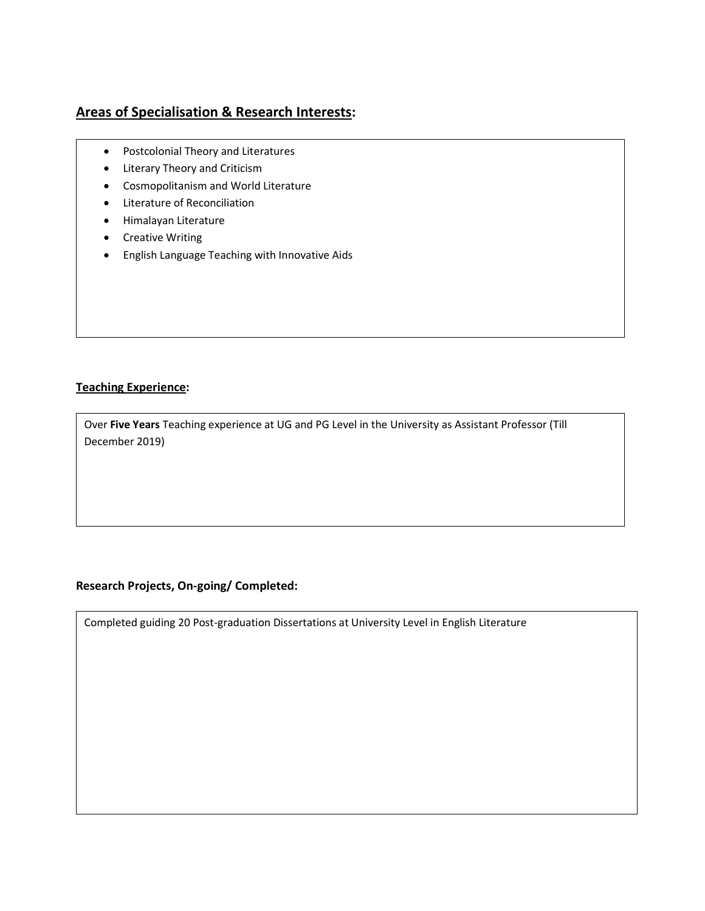## **Areas of Specialisation & Research Interests:**

- Postcolonial Theory and Literatures
- Literary Theory and Criticism
- Cosmopolitanism and World Literature
- Literature of Reconciliation
- Himalayan Literature
- Creative Writing
- English Language Teaching with Innovative Aids

### **Teaching Experience:**

Over **Five Years** Teaching experience at UG and PG Level in the University as Assistant Professor (Till December 2019)

### **Research Projects, On-going/ Completed:**

Completed guiding 20 Post-graduation Dissertations at University Level in English Literature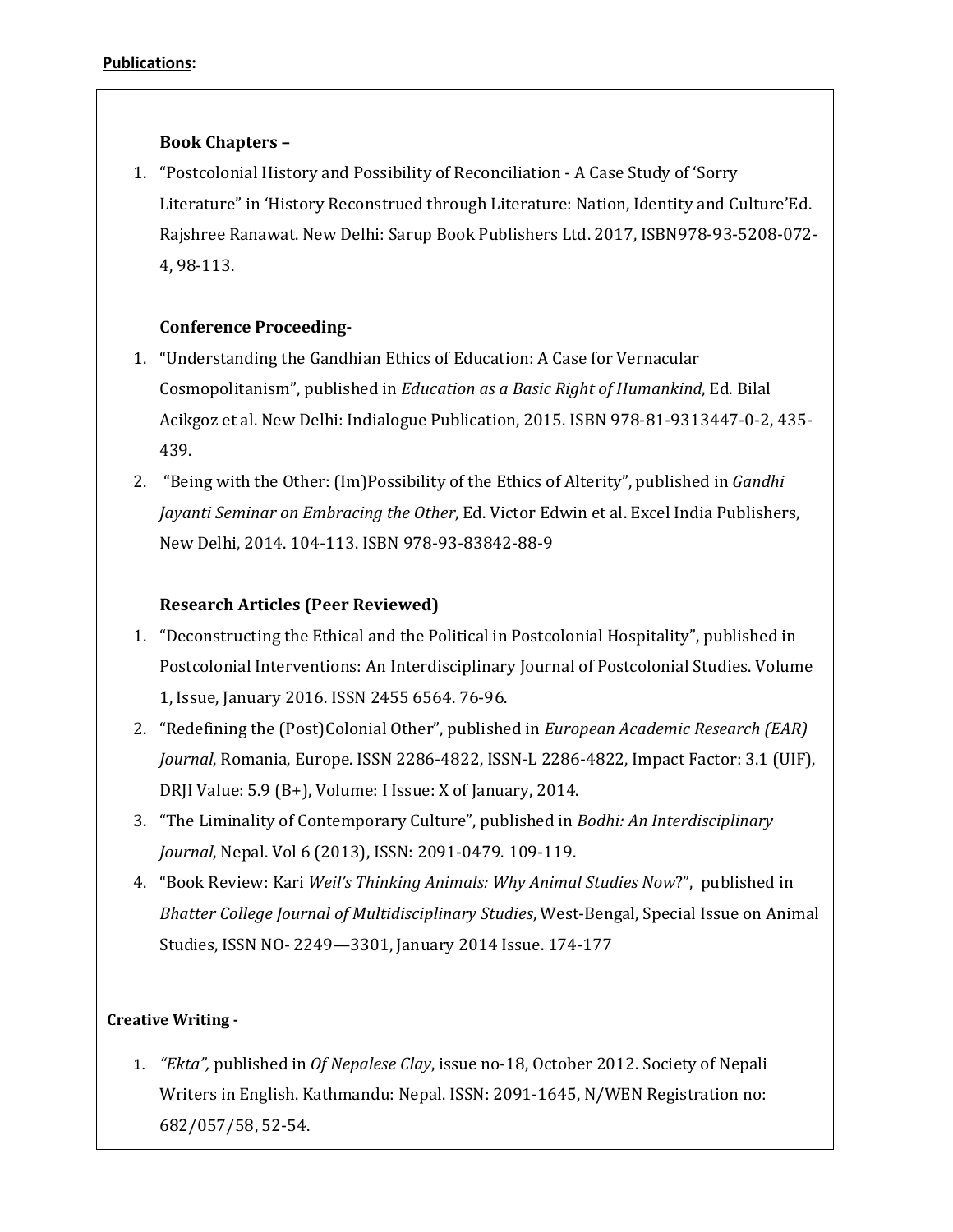**Publications:**

**Book Chapters –**

1. "Postcolonial History and Possibility of Reconciliation - A Case Study of 'Sorry Literature" in 'History Reconstrued through Literature: Nation, Identity and Culture'Ed. Rajshree Ranawat. New Delhi: Sarup Book Publishers Ltd. 2017, ISBN978-93-5208-072-4, 98-113.

**Conference Proceeding-**

1. "Understanding the Gandhian Ethics of Education: A Case for Vernacular Cosmopolitanism", published in *Education as a Basic Right of Humankind*, Ed. Bilal Acikgoz et al. New Delhi: Indialogue Publication, 2015. ISBN 978-81-9313447-0-2, 435-439.
2. "Being with the Other: (Im)Possibility of the Ethics of Alterity", published in *Gandhi Jayanti Seminar on Embracing the Other*, Ed. Victor Edwin et al. Excel India Publishers, New Delhi, 2014. 104-113. ISBN 978-93-83842-88-9

**Research Articles (Peer Reviewed)**

1. "Deconstructing the Ethical and the Political in Postcolonial Hospitality", published in Postcolonial Interventions: An Interdisciplinary Journal of Postcolonial Studies. Volume 1, Issue, January 2016. ISSN 2455 6564. 76-96.
2. "Redefining the (Post)Colonial Other", published in *European Academic Research (EAR) Journal*, Romania, Europe. ISSN 2286-4822, ISSN-L 2286-4822, Impact Factor: 3.1 (UIF), DRJI Value: 5.9 (B+), Volume: I Issue: X of January, 2014.
3. "The Liminality of Contemporary Culture", published in *Bodhi: An Interdisciplinary Journal*, Nepal. Vol 6 (2013), ISSN: 2091-0479. 109-119.
4. "Book Review: Kari *Weil's Thinking Animals: Why Animal Studies Now*?", published in *Bhatter College Journal of Multidisciplinary Studies*, West-Bengal, Special Issue on Animal Studies, ISSN NO- 2249—3301, January 2014 Issue. 174-177

**Creative Writing -**

1. *"Ekta",* published in *Of Nepalese Clay*, issue no-18, October 2012. Society of Nepali Writers in English. Kathmandu: Nepal. ISSN: 2091-1645, N/WEN Registration no: 682/057/58, 52-54.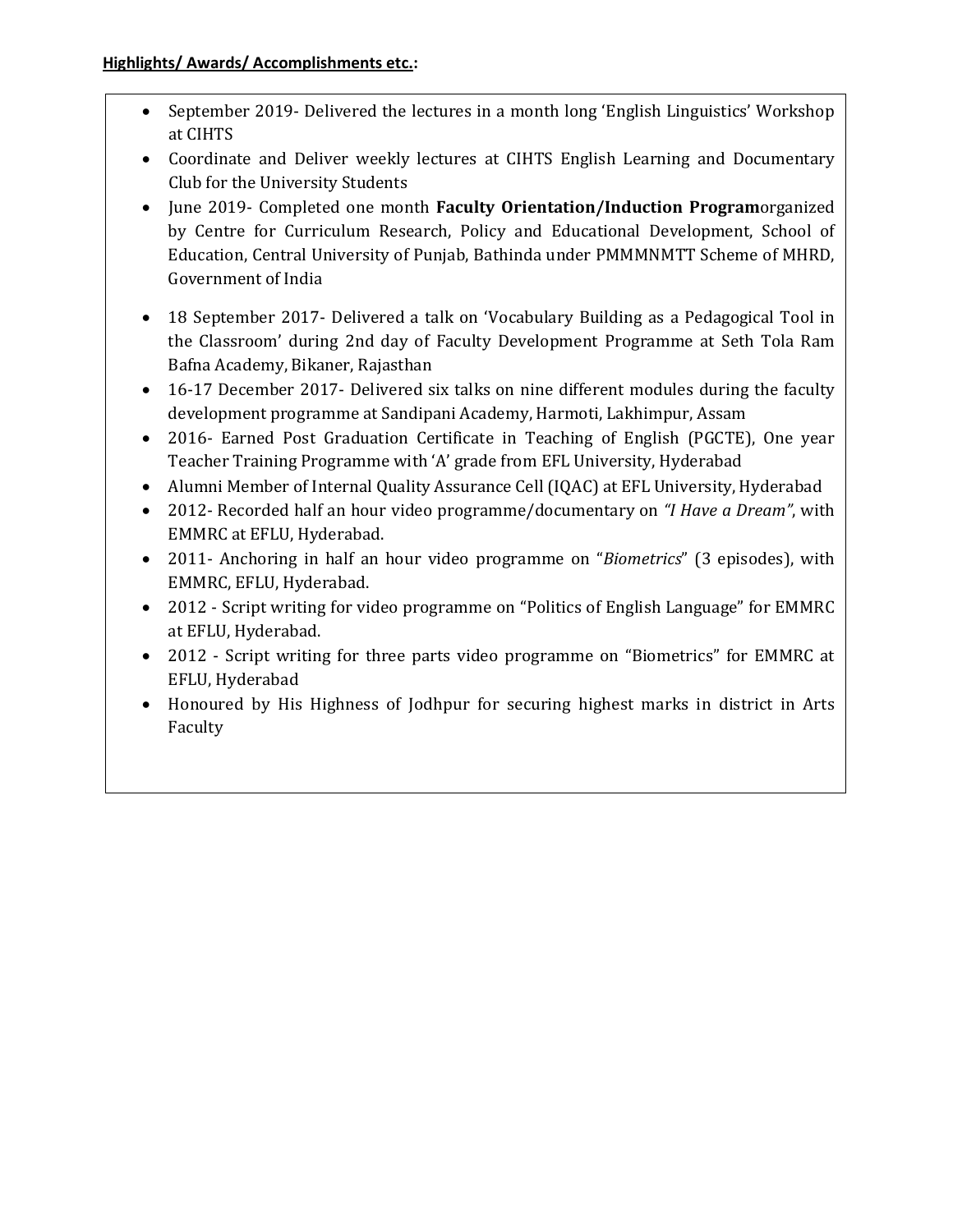**Highlights/ Awards/ Accomplishments etc.:**

- September 2019- Delivered the lectures in a month long 'English Linguistics' Workshop at CIHTS
- Coordinate and Deliver weekly lectures at CIHTS English Learning and Documentary Club for the University Students
- June 2019- Completed one month **Faculty Orientation/Induction Program**organized by Centre for Curriculum Research, Policy and Educational Development, School of Education, Central University of Punjab, Bathinda under PMMMNMTT Scheme of MHRD, Government of India
- 18 September 2017- Delivered a talk on 'Vocabulary Building as a Pedagogical Tool in the Classroom' during 2nd day of Faculty Development Programme at Seth Tola Ram Bafna Academy, Bikaner, Rajasthan
- 16-17 December 2017- Delivered six talks on nine different modules during the faculty development programme at Sandipani Academy, Harmoti, Lakhimpur, Assam
- 2016- Earned Post Graduation Certificate in Teaching of English (PGCTE), One year Teacher Training Programme with 'A' grade from EFL University, Hyderabad
- Alumni Member of Internal Quality Assurance Cell (IQAC) at EFL University, Hyderabad
- 2012- Recorded half an hour video programme/documentary on *"I Have a Dream"*, with EMMRC at EFLU, Hyderabad.
- 2011- Anchoring in half an hour video programme on "*Biometrics*" (3 episodes), with EMMRC, EFLU, Hyderabad.
- 2012 - Script writing for video programme on "Politics of English Language" for EMMRC at EFLU, Hyderabad.
- 2012 - Script writing for three parts video programme on "Biometrics" for EMMRC at EFLU, Hyderabad
- Honoured by His Highness of Jodhpur for securing highest marks in district in Arts Faculty